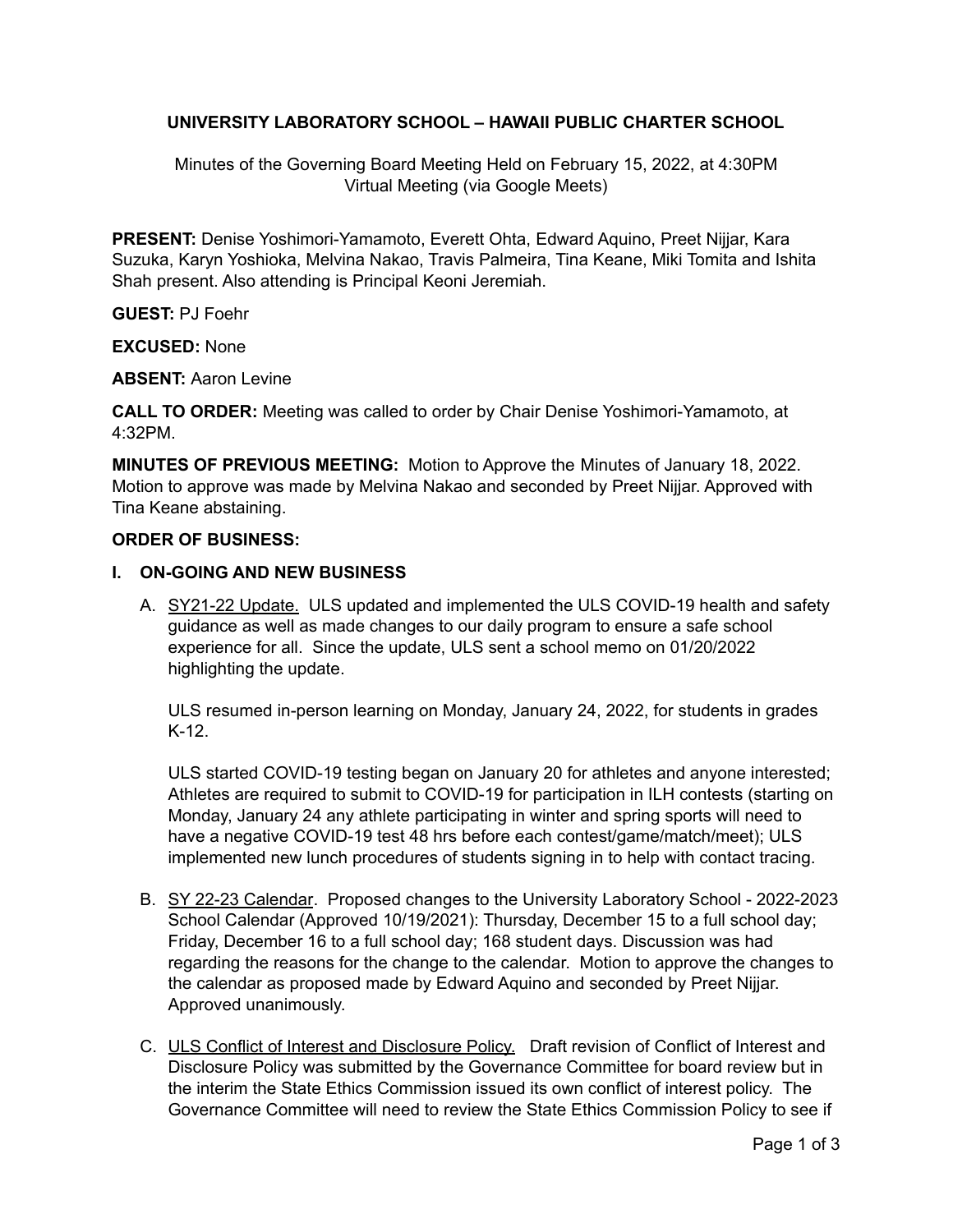# UNIVERSITY LABORATORY SCHOOL – HAWAII PUBLIC CHARTER SCHOOL

Minutes of the Governing Board Meeting Held on February 15, 2022, at 4:30PM
Virtual Meeting (via Google Meets)

**PRESENT:** Denise Yoshimori-Yamamoto, Everett Ohta, Edward Aquino, Preet Nijjar, Kara Suzuka, Karyn Yoshioka, Melvina Nakao, Travis Palmeira, Tina Keane, Miki Tomita and Ishita Shah present. Also attending is Principal Keoni Jeremiah.

**GUEST:** PJ Foehr

**EXCUSED:** None

**ABSENT:** Aaron Levine

**CALL TO ORDER:** Meeting was called to order by Chair Denise Yoshimori-Yamamoto, at 4:32PM.

**MINUTES OF PREVIOUS MEETING:** Motion to Approve the Minutes of January 18, 2022. Motion to approve was made by Melvina Nakao and seconded by Preet Nijjar. Approved with Tina Keane abstaining.

**ORDER OF BUSINESS:**

## I. ON-GOING AND NEW BUSINESS

A. SY21-22 Update. ULS updated and implemented the ULS COVID-19 health and safety guidance as well as made changes to our daily program to ensure a safe school experience for all. Since the update, ULS sent a school memo on 01/20/2022 highlighting the update.

   ULS resumed in-person learning on Monday, January 24, 2022, for students in grades K-12.

   ULS started COVID-19 testing began on January 20 for athletes and anyone interested; Athletes are required to submit to COVID-19 for participation in ILH contests (starting on Monday, January 24 any athlete participating in winter and spring sports will need to have a negative COVID-19 test 48 hrs before each contest/game/match/meet); ULS implemented new lunch procedures of students signing in to help with contact tracing.

B. SY 22-23 Calendar. Proposed changes to the University Laboratory School - 2022-2023 School Calendar (Approved 10/19/2021): Thursday, December 15 to a full school day; Friday, December 16 to a full school day; 168 student days. Discussion was had regarding the reasons for the change to the calendar. Motion to approve the changes to the calendar as proposed made by Edward Aquino and seconded by Preet Nijjar. Approved unanimously.

C. ULS Conflict of Interest and Disclosure Policy. Draft revision of Conflict of Interest and Disclosure Policy was submitted by the Governance Committee for board review but in the interim the State Ethics Commission issued its own conflict of interest policy. The Governance Committee will need to review the State Ethics Commission Policy to see if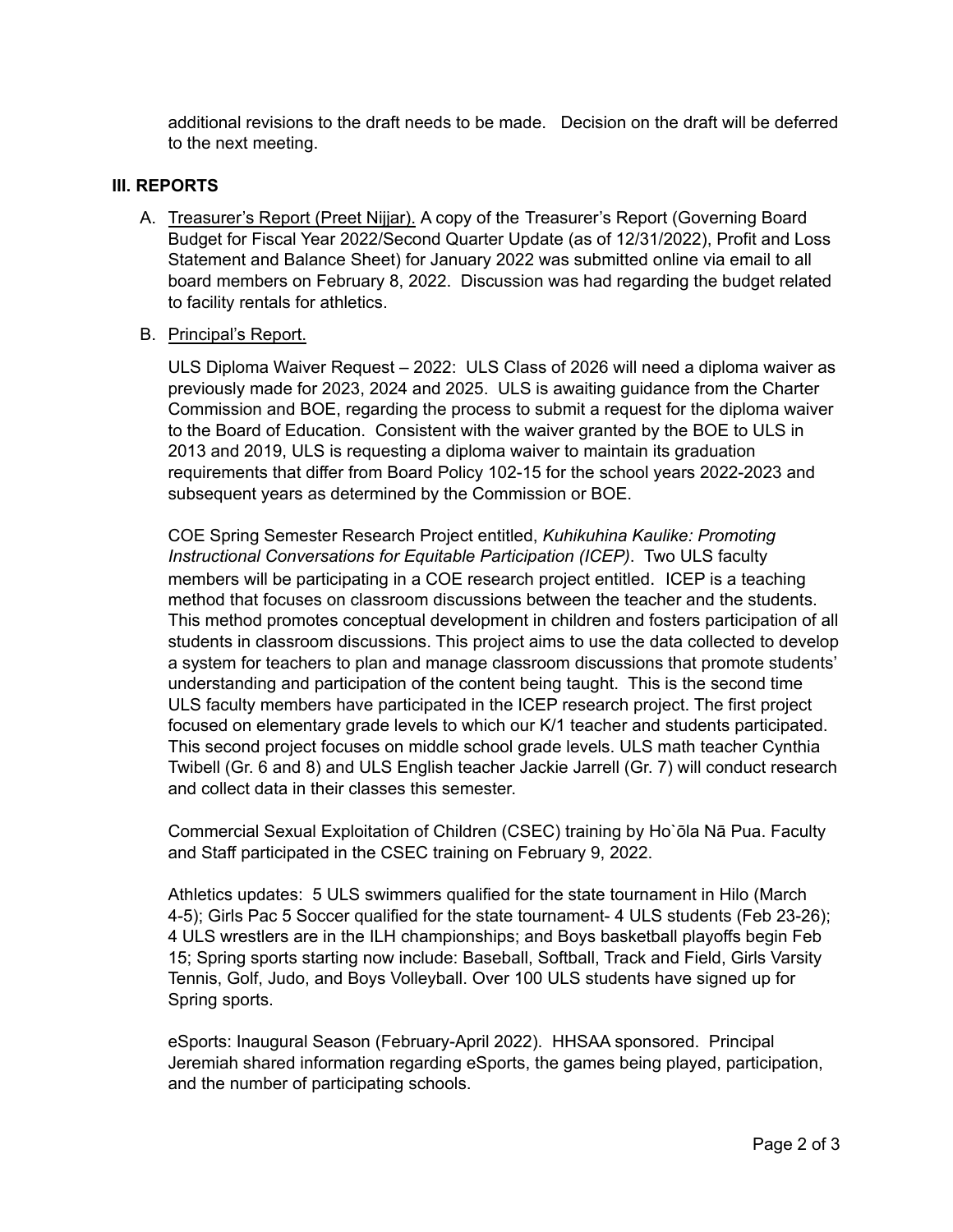additional revisions to the draft needs to be made.   Decision on the draft will be deferred to the next meeting.

### III. REPORTS

A. <u>Treasurer's Report (Preet Nijjar).</u> A copy of the Treasurer's Report (Governing Board Budget for Fiscal Year 2022/Second Quarter Update (as of 12/31/2022), Profit and Loss Statement and Balance Sheet) for January 2022 was submitted online via email to all board members on February 8, 2022.  Discussion was had regarding the budget related to facility rentals for athletics.

B. <u>Principal's Report.</u>

ULS Diploma Waiver Request – 2022:  ULS Class of 2026 will need a diploma waiver as previously made for 2023, 2024 and 2025.  ULS is awaiting guidance from the Charter Commission and BOE, regarding the process to submit a request for the diploma waiver to the Board of Education.  Consistent with the waiver granted by the BOE to ULS in 2013 and 2019, ULS is requesting a diploma waiver to maintain its graduation requirements that differ from Board Policy 102-15 for the school years 2022-2023 and subsequent years as determined by the Commission or BOE.

COE Spring Semester Research Project entitled, *Kuhikuhina Kaulike: Promoting Instructional Conversations for Equitable Participation (ICEP)*.  Two ULS faculty members will be participating in a COE research project entitled.  ICEP is a teaching method that focuses on classroom discussions between the teacher and the students. This method promotes conceptual development in children and fosters participation of all students in classroom discussions. This project aims to use the data collected to develop a system for teachers to plan and manage classroom discussions that promote students' understanding and participation of the content being taught.  This is the second time ULS faculty members have participated in the ICEP research project. The first project focused on elementary grade levels to which our K/1 teacher and students participated. This second project focuses on middle school grade levels. ULS math teacher Cynthia Twibell (Gr. 6 and 8) and ULS English teacher Jackie Jarrell (Gr. 7) will conduct research and collect data in their classes this semester.

Commercial Sexual Exploitation of Children (CSEC) training by Ho`ōla Nā Pua. Faculty and Staff participated in the CSEC training on February 9, 2022.

Athletics updates:  5 ULS swimmers qualified for the state tournament in Hilo (March 4-5); Girls Pac 5 Soccer qualified for the state tournament- 4 ULS students (Feb 23-26); 4 ULS wrestlers are in the ILH championships; and Boys basketball playoffs begin Feb 15; Spring sports starting now include: Baseball, Softball, Track and Field, Girls Varsity Tennis, Golf, Judo, and Boys Volleyball. Over 100 ULS students have signed up for Spring sports.

eSports: Inaugural Season (February-April 2022).  HHSAA sponsored.  Principal Jeremiah shared information regarding eSports, the games being played, participation, and the number of participating schools.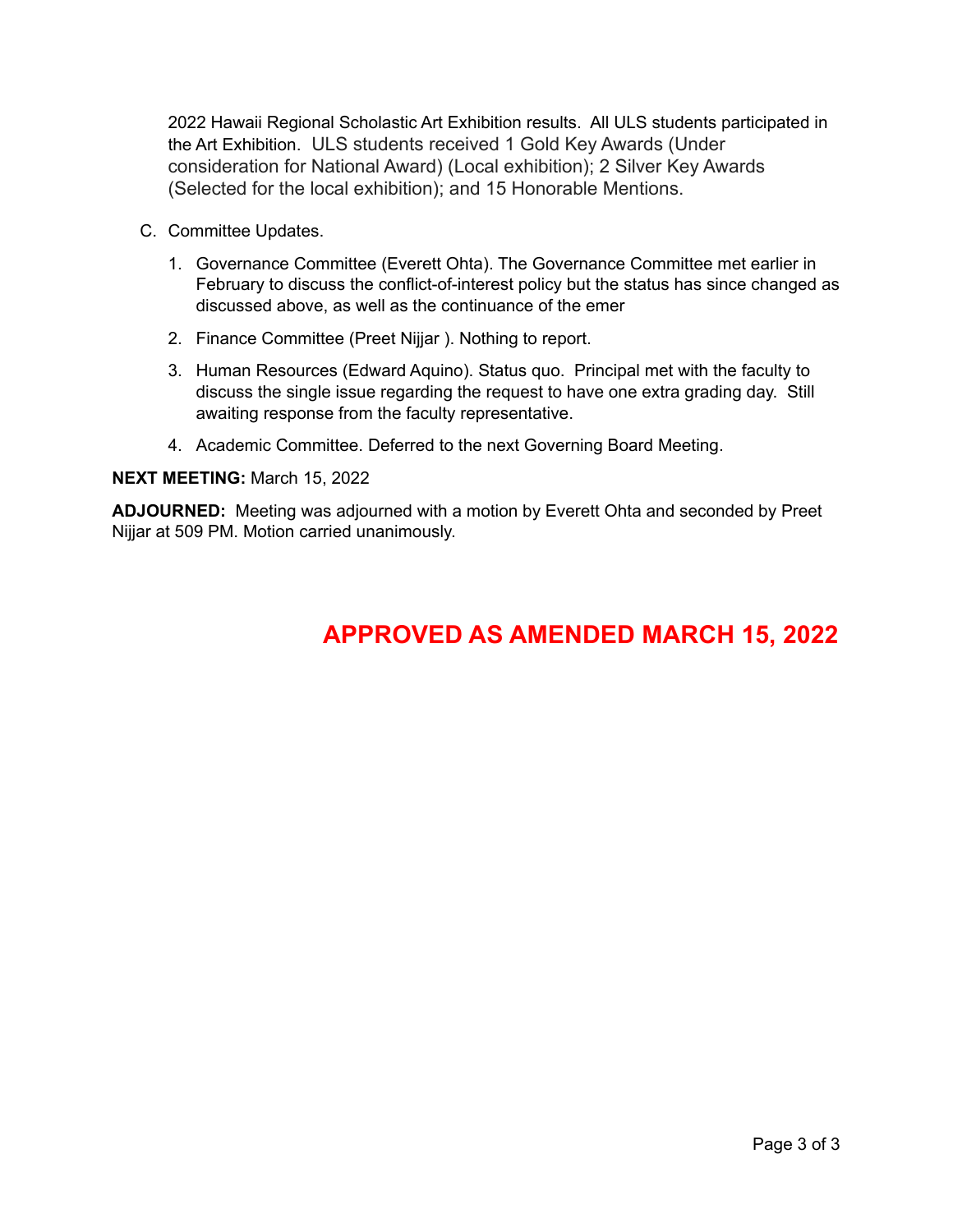2022 Hawaii Regional Scholastic Art Exhibition results. All ULS students participated in the Art Exhibition. ULS students received 1 Gold Key Awards (Under consideration for National Award) (Local exhibition); 2 Silver Key Awards (Selected for the local exhibition); and 15 Honorable Mentions.

C. Committee Updates.

1. Governance Committee (Everett Ohta). The Governance Committee met earlier in February to discuss the conflict-of-interest policy but the status has since changed as discussed above, as well as the continuance of the emer
2. Finance Committee (Preet Nijjar ). Nothing to report.
3. Human Resources (Edward Aquino). Status quo. Principal met with the faculty to discuss the single issue regarding the request to have one extra grading day. Still awaiting response from the faculty representative.
4. Academic Committee. Deferred to the next Governing Board Meeting.

**NEXT MEETING:** March 15, 2022

**ADJOURNED:** Meeting was adjourned with a motion by Everett Ohta and seconded by Preet Nijjar at 509 PM. Motion carried unanimously.

**APPROVED AS AMENDED MARCH 15, 2022**